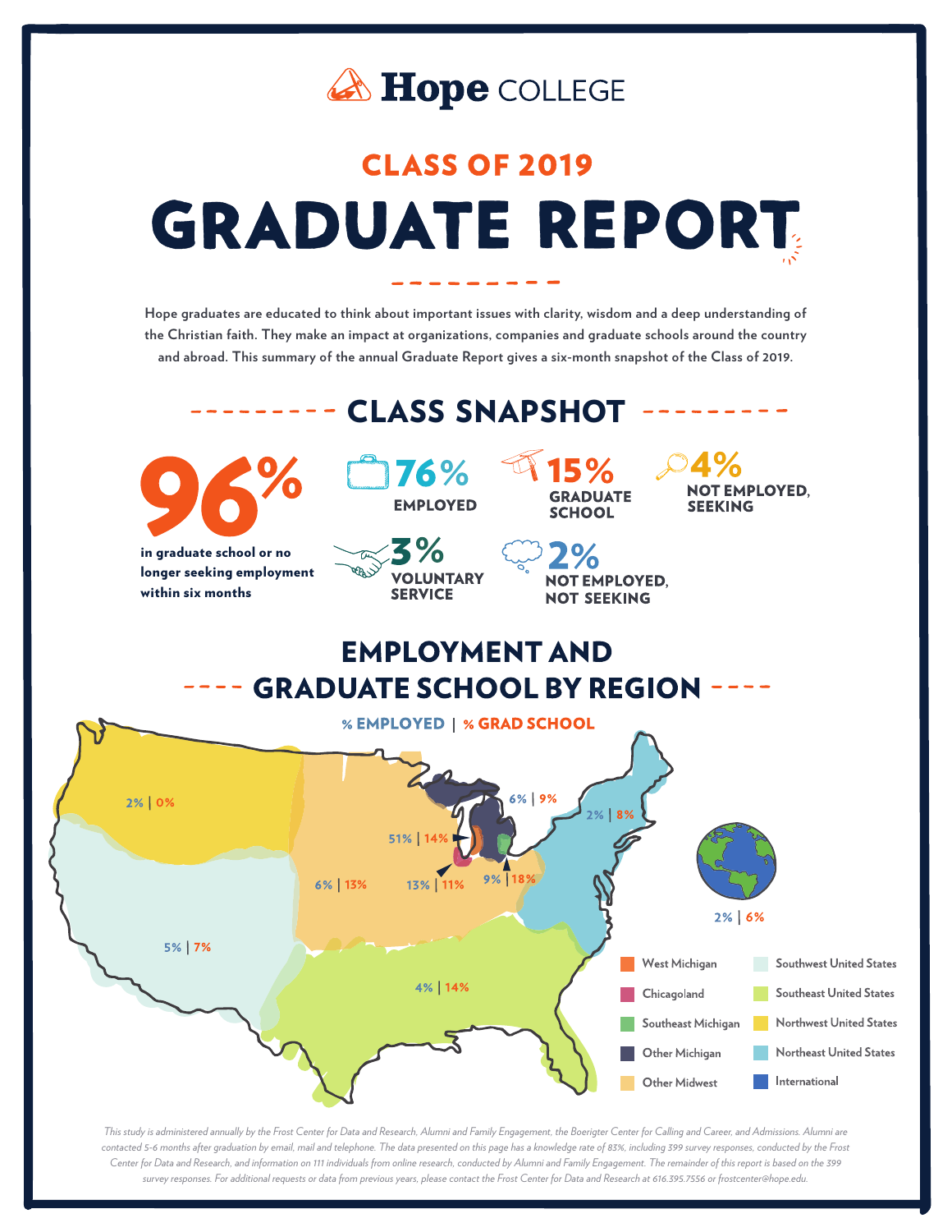Hope COLLEGE

## CLASS OF 2019

# GRADUATE REPORT

Hope graduates are educated to think about important issues with clarity, wisdom and a deep understanding of the Christian faith. They make an impact at organizations, companies and graduate schools around the country and abroad. This summary of the annual Graduate Report gives a six-month snapshot of the Class of 2019.

## CLASS SNAPSHOT

**96%** in graduate school or no longer seeking employment within six months

- **76%** EMPLOYED
- **15%** GRADUATE SCHOOL
- **4%** NOT EMPLOYED, SEEKING
- **3%** VOLUNTARY SERVICE
- **2%** NOT EMPLOYED, NOT SEEKING

## EMPLOYMENT AND GRADUATE SCHOOL BY REGION

% EMPLOYED | % GRAD SCHOOL

| Region | % Employed | % Grad School |
|---|---|---|
| West Michigan | 51% | 14% |
| Chicagoland | 13% | 11% |
| Southeast Michigan | 9% | 18% |
| Other Michigan | 6% | 9% |
| Other Midwest | 6% | 13% |
| Southwest United States | 5% | 7% |
| Southeast United States | 4% | 14% |
| Northwest United States | 2% | 0% |
| Northeast United States | 2% | 8% |
| International | 2% | 6% |

*This study is administered annually by the Frost Center for Data and Research, Alumni and Family Engagement, the Boerigter Center for Calling and Career, and Admissions. Alumni are contacted 5-6 months after graduation by email, mail and telephone. The data presented on this page has a knowledge rate of 83%, including 399 survey responses, conducted by the Frost Center for Data and Research, and information on 111 individuals from online research, conducted by Alumni and Family Engagement. The remainder of this report is based on the 399 survey responses. For additional requests or data from previous years, please contact the Frost Center for Data and Research at 616.395.7556 or frostcenter@hope.edu.*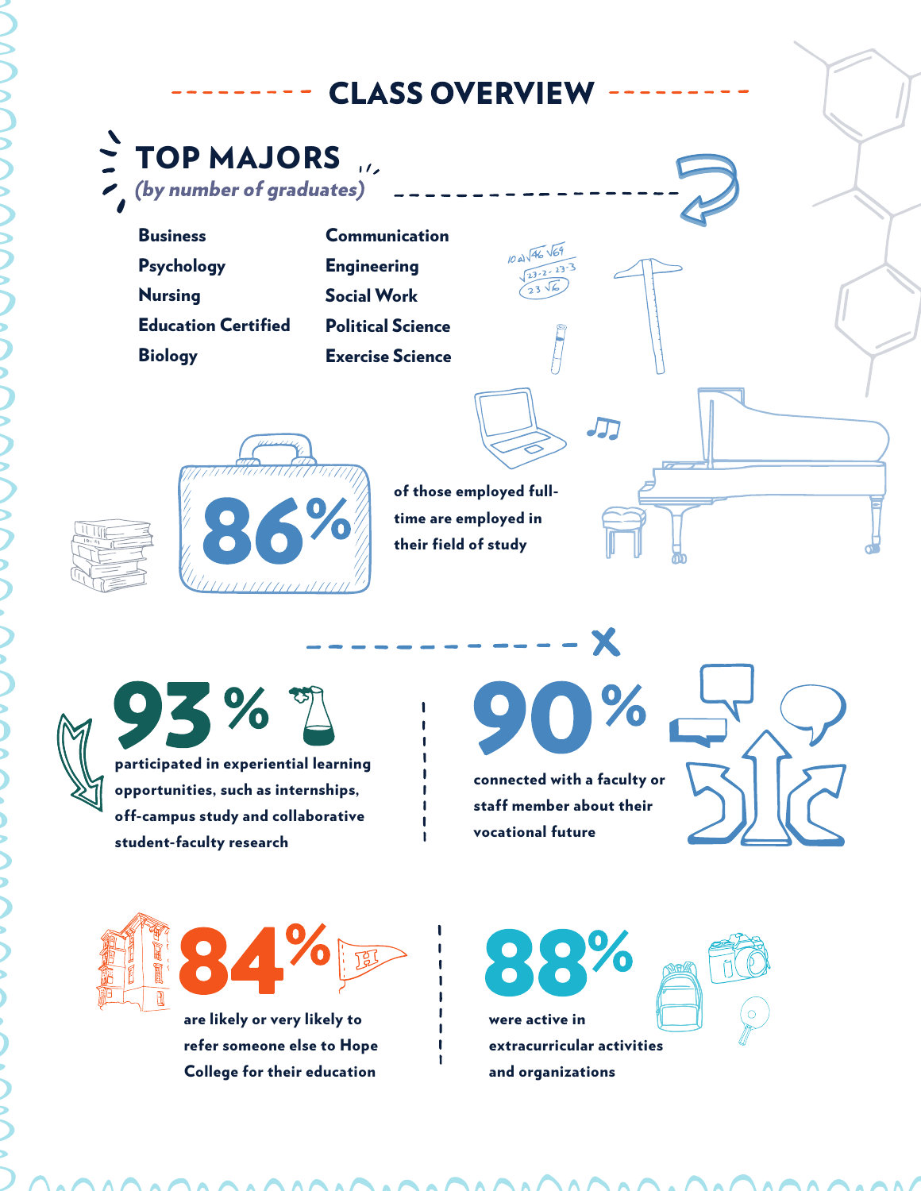# CLASS OVERVIEW

## TOP MAJORS

*(by number of graduates)*

- Business
- Psychology
- Nursing
- Education Certified
- Biology
- Communication
- Engineering
- Social Work
- Political Science
- Exercise Science

**86%** of those employed full-time are employed in their field of study

**93%** participated in experiential learning opportunities, such as internships, off-campus study and collaborative student-faculty research

**90%** connected with a faculty or staff member about their vocational future

**84%** are likely or very likely to refer someone else to Hope College for their education

**88%** were active in extracurricular activities and organizations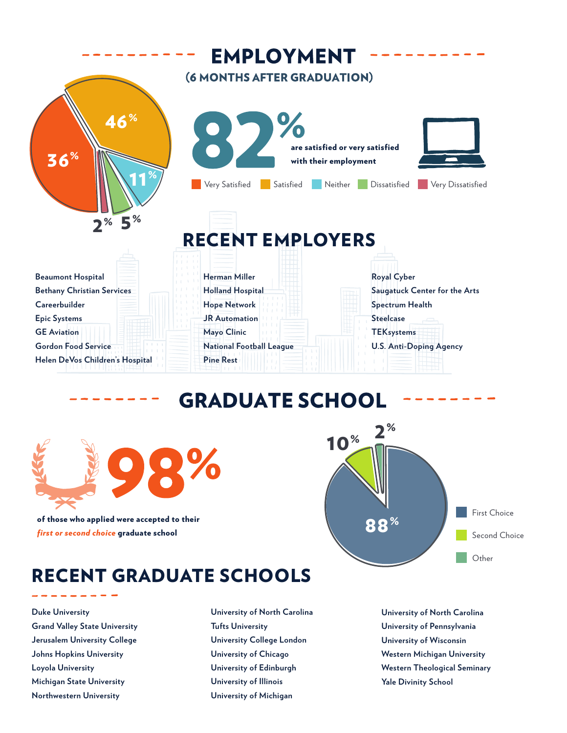# EMPLOYMENT

## (6 MONTHS AFTER GRADUATION)

46% | 36% | 11% | 2% | 5%

**82%** are satisfied or very satisfied with their employment

Very Satisfied | Satisfied | Neither | Dissatisfied | Very Dissatisfied

## RECENT EMPLOYERS

- Beaumont Hospital
- Bethany Christian Services
- Careerbuilder
- Epic Systems
- GE Aviation
- Gordon Food Service
- Helen DeVos Children's Hospital
- Herman Miller
- Holland Hospital
- Hope Network
- JR Automation
- Mayo Clinic
- National Football League
- Pine Rest
- Royal Cyber
- Saugatuck Center for the Arts
- Spectrum Health
- Steelcase
- TEKsystems
- U.S. Anti-Doping Agency

# GRADUATE SCHOOL

**98%** of those who applied were accepted to their ***first or second choice*** **graduate school**

10% | 2% | 88%

First Choice | Second Choice | Other

## RECENT GRADUATE SCHOOLS

- Duke University
- Grand Valley State University
- Jerusalem University College
- Johns Hopkins University
- Loyola University
- Michigan State University
- Northwestern University
- University of North Carolina
- Tufts University
- University College London
- University of Chicago
- University of Edinburgh
- University of Illinois
- University of Michigan
- University of North Carolina
- University of Pennsylvania
- University of Wisconsin
- Western Michigan University
- Western Theological Seminary
- Yale Divinity School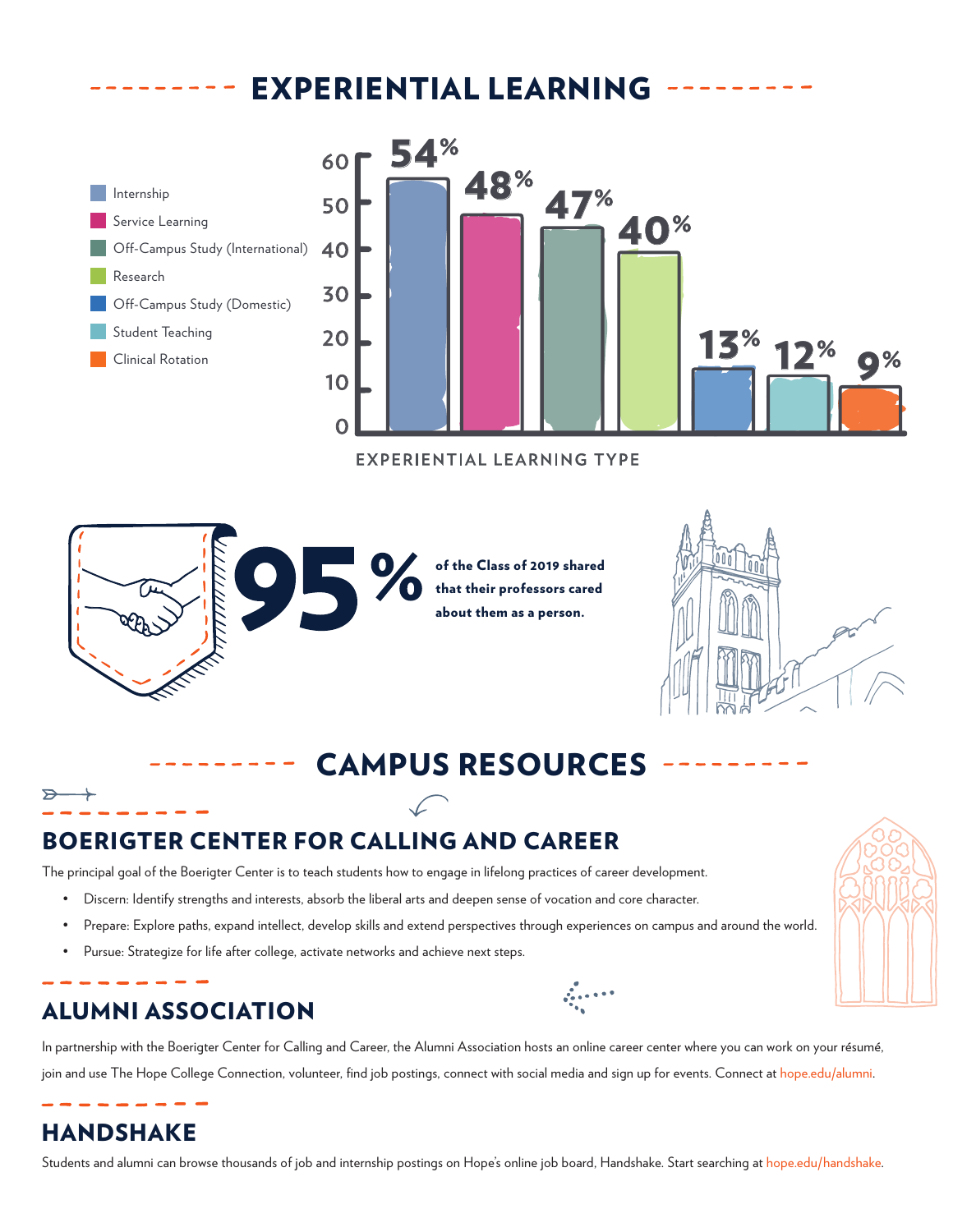## EXPERIENTIAL LEARNING

Internship
Service Learning
Off-Campus Study (International)
Research
Off-Campus Study (Domestic)
Student Teaching
Clinical Rotation

54%
48%
47%
40%
13%
12%
9%

60
50
40
30
20
10
0

EXPERIENTIAL LEARNING TYPE

**95%** **of the Class of 2019 shared that their professors cared about them as a person.**

## CAMPUS RESOURCES

### BOERIGTER CENTER FOR CALLING AND CAREER

The principal goal of the Boerigter Center is to teach students how to engage in lifelong practices of career development.

- Discern: Identify strengths and interests, absorb the liberal arts and deepen sense of vocation and core character.
- Prepare: Explore paths, expand intellect, develop skills and extend perspectives through experiences on campus and around the world.
- Pursue: Strategize for life after college, activate networks and achieve next steps.

### ALUMNI ASSOCIATION

In partnership with the Boerigter Center for Calling and Career, the Alumni Association hosts an online career center where you can work on your résumé, join and use The Hope College Connection, volunteer, find job postings, connect with social media and sign up for events. Connect at hope.edu/alumni.

### HANDSHAKE

Students and alumni can browse thousands of job and internship postings on Hope's online job board, Handshake. Start searching at hope.edu/handshake.